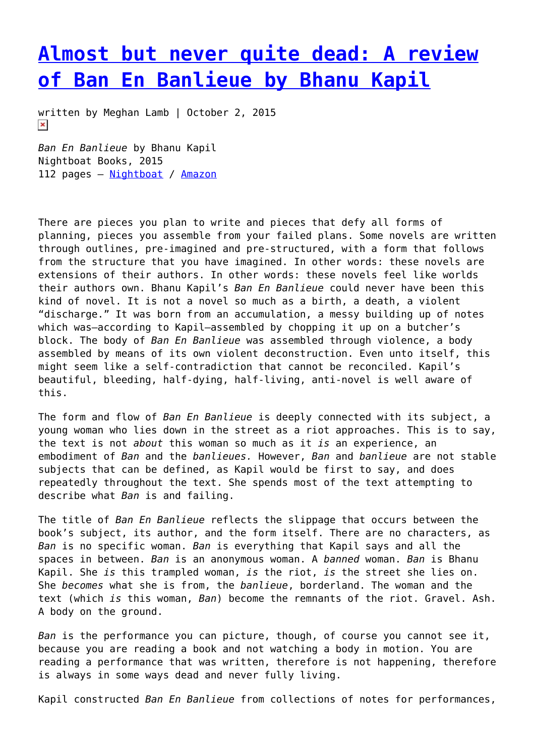# [Almost but never quite dead: A review of Ban En Banlieue by Bhanu Kapil]()

written by Meghan Lamb | October 2, 2015

*Ban En Banlieue* by Bhanu Kapil
Nightboat Books, 2015
112 pages – [Nightboat]() / [Amazon]()

There are pieces you plan to write and pieces that defy all forms of planning, pieces you assemble from your failed plans. Some novels are written through outlines, pre-imagined and pre-structured, with a form that follows from the structure that you have imagined. In other words: these novels are extensions of their authors. In other words: these novels feel like worlds their authors own. Bhanu Kapil's *Ban En Banlieue* could never have been this kind of novel. It is not a novel so much as a birth, a death, a violent "discharge." It was born from an accumulation, a messy building up of notes which was—according to Kapil—assembled by chopping it up on a butcher's block. The body of *Ban En Banlieue* was assembled through violence, a body assembled by means of its own violent deconstruction. Even unto itself, this might seem like a self-contradiction that cannot be reconciled. Kapil's beautiful, bleeding, half-dying, half-living, anti-novel is well aware of this.

The form and flow of *Ban En Banlieue* is deeply connected with its subject, a young woman who lies down in the street as a riot approaches. This is to say, the text is not *about* this woman so much as it *is* an experience, an embodiment of *Ban* and the *banlieues.* However, *Ban* and *banlieue* are not stable subjects that can be defined, as Kapil would be first to say, and does repeatedly throughout the text. She spends most of the text attempting to describe what *Ban* is and failing.

The title of *Ban En Banlieue* reflects the slippage that occurs between the book's subject, its author, and the form itself. There are no characters, as *Ban* is no specific woman. *Ban* is everything that Kapil says and all the spaces in between. *Ban* is an anonymous woman. A *banned* woman. *Ban* is Bhanu Kapil. She *is* this trampled woman, *is* the riot, *is* the street she lies on. She *becomes* what she is from, the *banlieue*, borderland. The woman and the text (which *is* this woman, *Ban*) become the remnants of the riot. Gravel. Ash. A body on the ground.

*Ban* is the performance you can picture, though, of course you cannot see it, because you are reading a book and not watching a body in motion. You are reading a performance that was written, therefore is not happening, therefore is always in some ways dead and never fully living.

Kapil constructed *Ban En Banlieue* from collections of notes for performances,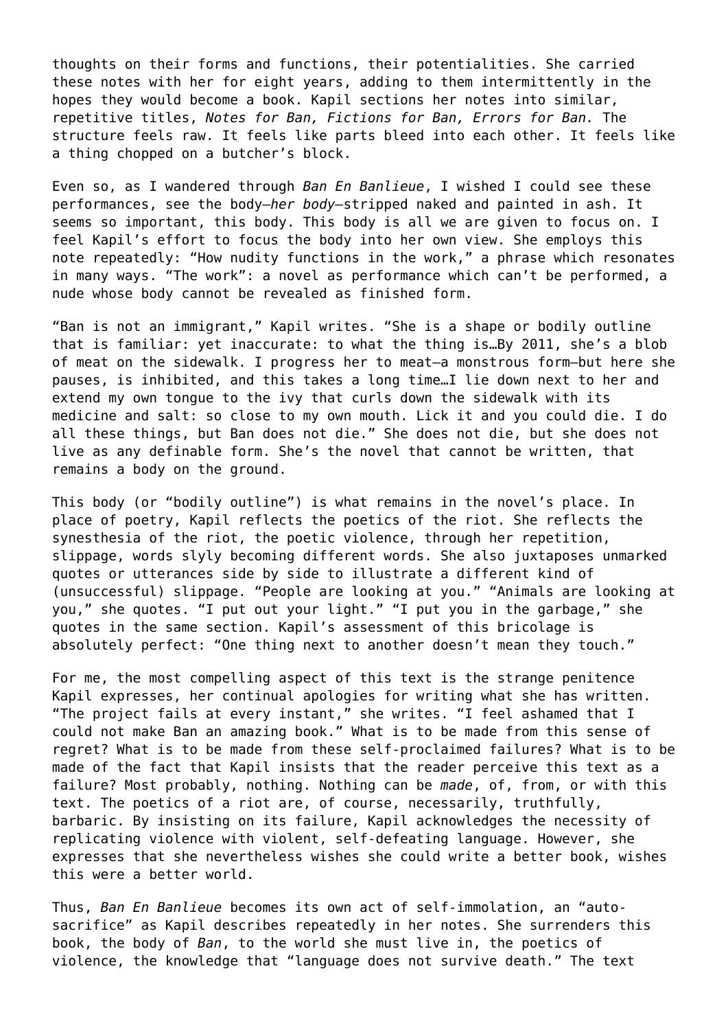thoughts on their forms and functions, their potentialities. She carried these notes with her for eight years, adding to them intermittently in the hopes they would become a book. Kapil sections her notes into similar, repetitive titles, *Notes for Ban, Fictions for Ban, Errors for Ban.* The structure feels raw. It feels like parts bleed into each other. It feels like a thing chopped on a butcher's block.

Even so, as I wandered through *Ban En Banlieue*, I wished I could see these performances, see the body—*her body*—stripped naked and painted in ash. It seems so important, this body. This body is all we are given to focus on. I feel Kapil's effort to focus the body into her own view. She employs this note repeatedly: "How nudity functions in the work," a phrase which resonates in many ways. "The work": a novel as performance which can't be performed, a nude whose body cannot be revealed as finished form.

"Ban is not an immigrant," Kapil writes. "She is a shape or bodily outline that is familiar: yet inaccurate: to what the thing is…By 2011, she's a blob of meat on the sidewalk. I progress her to meat—a monstrous form—but here she pauses, is inhibited, and this takes a long time…I lie down next to her and extend my own tongue to the ivy that curls down the sidewalk with its medicine and salt: so close to my own mouth. Lick it and you could die. I do all these things, but Ban does not die." She does not die, but she does not live as any definable form. She's the novel that cannot be written, that remains a body on the ground.

This body (or "bodily outline") is what remains in the novel's place. In place of poetry, Kapil reflects the poetics of the riot. She reflects the synesthesia of the riot, the poetic violence, through her repetition, slippage, words slyly becoming different words. She also juxtaposes unmarked quotes or utterances side by side to illustrate a different kind of (unsuccessful) slippage. "People are looking at you." "Animals are looking at you," she quotes. "I put out your light." "I put you in the garbage," she quotes in the same section. Kapil's assessment of this bricolage is absolutely perfect: "One thing next to another doesn't mean they touch."

For me, the most compelling aspect of this text is the strange penitence Kapil expresses, her continual apologies for writing what she has written. "The project fails at every instant," she writes. "I feel ashamed that I could not make Ban an amazing book." What is to be made from this sense of regret? What is to be made from these self-proclaimed failures? What is to be made of the fact that Kapil insists that the reader perceive this text as a failure? Most probably, nothing. Nothing can be *made*, of, from, or with this text. The poetics of a riot are, of course, necessarily, truthfully, barbaric. By insisting on its failure, Kapil acknowledges the necessity of replicating violence with violent, self-defeating language. However, she expresses that she nevertheless wishes she could write a better book, wishes this were a better world.

Thus, *Ban En Banlieue* becomes its own act of self-immolation, an "auto-sacrifice" as Kapil describes repeatedly in her notes. She surrenders this book, the body of *Ban*, to the world she must live in, the poetics of violence, the knowledge that "language does not survive death." The text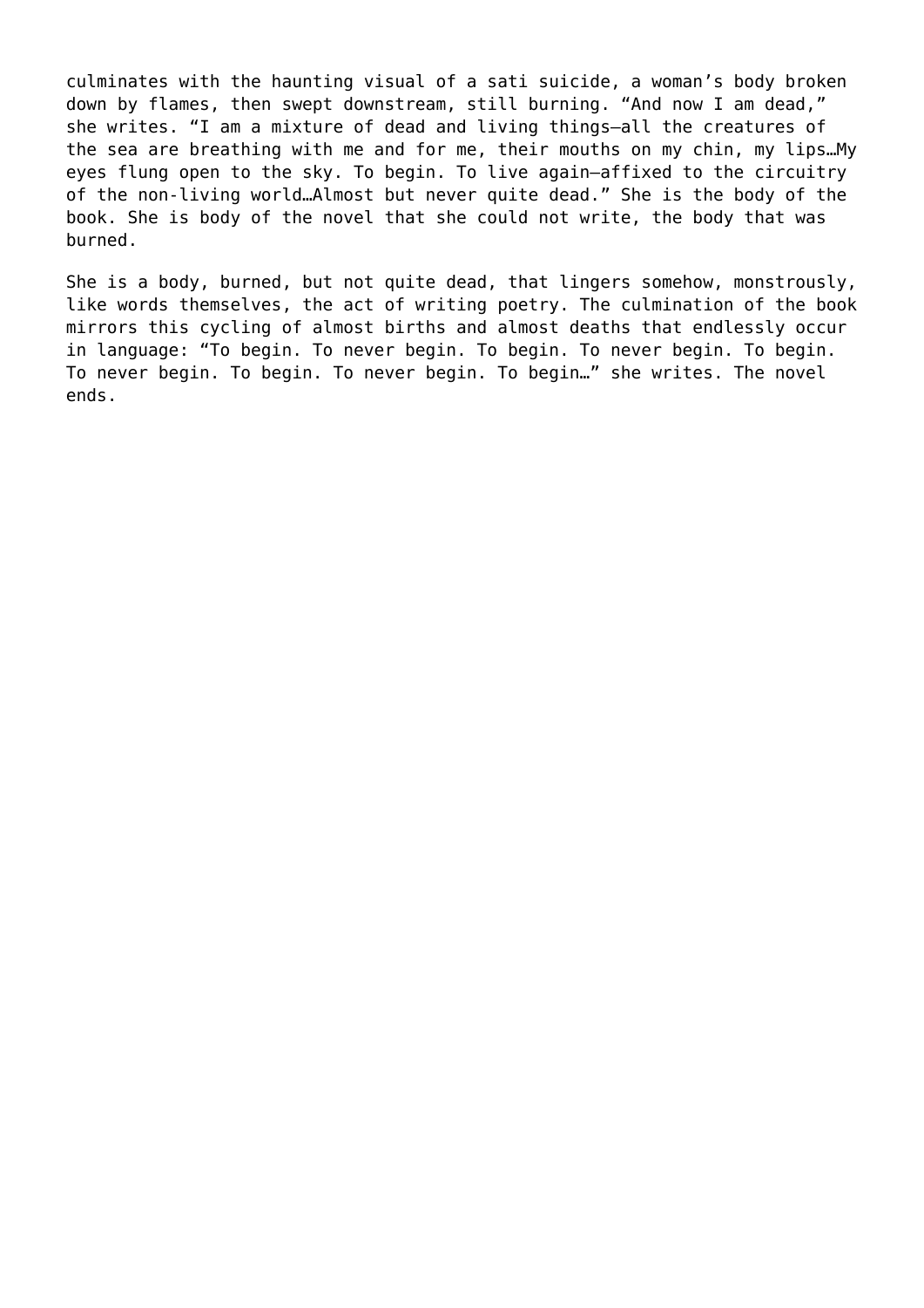culminates with the haunting visual of a sati suicide, a woman's body broken down by flames, then swept downstream, still burning. "And now I am dead," she writes. "I am a mixture of dead and living things—all the creatures of the sea are breathing with me and for me, their mouths on my chin, my lips…My eyes flung open to the sky. To begin. To live again—affixed to the circuitry of the non-living world…Almost but never quite dead." She is the body of the book. She is body of the novel that she could not write, the body that was burned.

She is a body, burned, but not quite dead, that lingers somehow, monstrously, like words themselves, the act of writing poetry. The culmination of the book mirrors this cycling of almost births and almost deaths that endlessly occur in language: "To begin. To never begin. To begin. To never begin. To begin. To never begin. To begin. To never begin. To begin…" she writes. The novel ends.